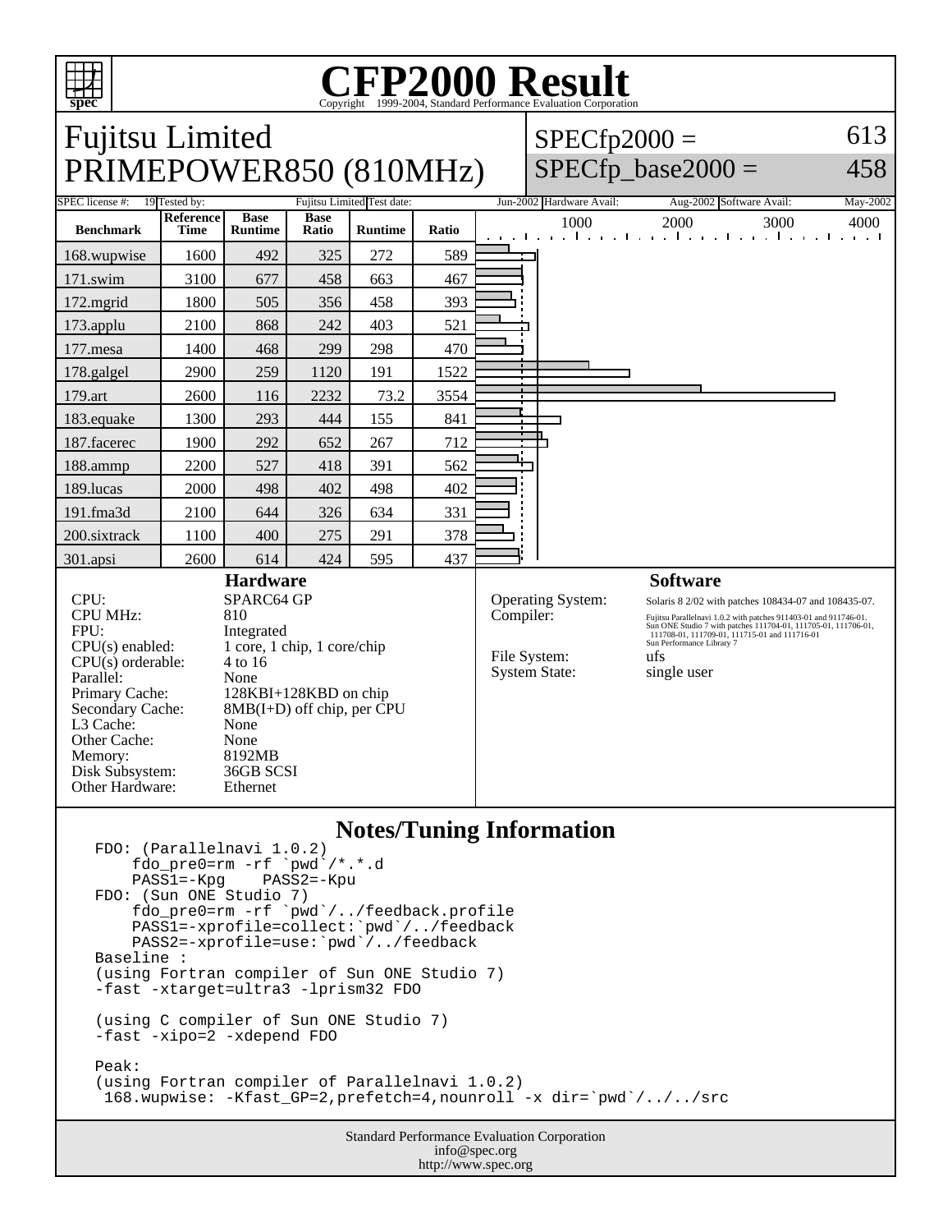# CFP2000 Result

Copyright 1999-2004, Standard Performance Evaluation Corporation

## Fujitsu Limited
## PRIMEPOWER850 (810MHz)

SPECfp2000 = 613
SPECfp_base2000 = 458

| SPEC license #: | 19 | Tested by: | Fujitsu Limited | Test date: | Jun-2002 | Hardware Avail: | Aug-2002 | Software Avail: | May-2002 |
|---|---|---|---|---|---|---|---|---|---|

| Benchmark | Reference Time | Base Runtime | Base Ratio | Runtime | Ratio |
|---|---|---|---|---|---|
| 168.wupwise | 1600 | 492 | 325 | 272 | 589 |
| 171.swim | 3100 | 677 | 458 | 663 | 467 |
| 172.mgrid | 1800 | 505 | 356 | 458 | 393 |
| 173.applu | 2100 | 868 | 242 | 403 | 521 |
| 177.mesa | 1400 | 468 | 299 | 298 | 470 |
| 178.galgel | 2900 | 259 | 1120 | 191 | 1522 |
| 179.art | 2600 | 116 | 2232 | 73.2 | 3554 |
| 183.equake | 1300 | 293 | 444 | 155 | 841 |
| 187.facerec | 1900 | 292 | 652 | 267 | 712 |
| 188.ammp | 2200 | 527 | 418 | 391 | 562 |
| 189.lucas | 2000 | 498 | 402 | 498 | 402 |
| 191.fma3d | 2100 | 644 | 326 | 634 | 331 |
| 200.sixtrack | 1100 | 400 | 275 | 291 | 378 |
| 301.apsi | 2600 | 614 | 424 | 595 | 437 |

### Hardware

| | |
|---|---|
| CPU: | SPARC64 GP |
| CPU MHz: | 810 |
| FPU: | Integrated |
| CPU(s) enabled: | 1 core, 1 chip, 1 core/chip |
| CPU(s) orderable: | 4 to 16 |
| Parallel: | None |
| Primary Cache: | 128KBI+128KBD on chip |
| Secondary Cache: | 8MB(I+D) off chip, per CPU |
| L3 Cache: | None |
| Other Cache: | None |
| Memory: | 8192MB |
| Disk Subsystem: | 36GB SCSI |
| Other Hardware: | Ethernet |

### Software

| | |
|---|---|
| Operating System: | Solaris 8 2/02 with patches 108434-07 and 108435-07. |
| Compiler: | Fujitsu Parallelnavi 1.0.2 with patches 911403-01 and 911746-01. Sun ONE Studio 7 with patches 111704-01, 111705-01, 111706-01, 111708-01, 111709-01, 111715-01 and 111716-01 Sun Performance Library 7 |
| File System: | ufs |
| System State: | single user |

### Notes/Tuning Information

```
FDO: (Parallelnavi 1.0.2)
    fdo_pre0=rm -rf `pwd`/*.*.d
    PASS1=-Kpg    PASS2=-Kpu
FDO: (Sun ONE Studio 7)
    fdo_pre0=rm -rf `pwd`/../feedback.profile
    PASS1=-xprofile=collect:`pwd`/../feedback
    PASS2=-xprofile=use:`pwd`/../feedback
Baseline :
(using Fortran compiler of Sun ONE Studio 7)
-fast -xtarget=ultra3 -lprism32 FDO

(using C compiler of Sun ONE Studio 7)
-fast -xipo=2 -xdepend FDO

Peak:
(using Fortran compiler of Parallelnavi 1.0.2)
 168.wupwise: -Kfast_GP=2,prefetch=4,nounroll -x dir=`pwd`/../../src
```

Standard Performance Evaluation Corporation
info@spec.org
http://www.spec.org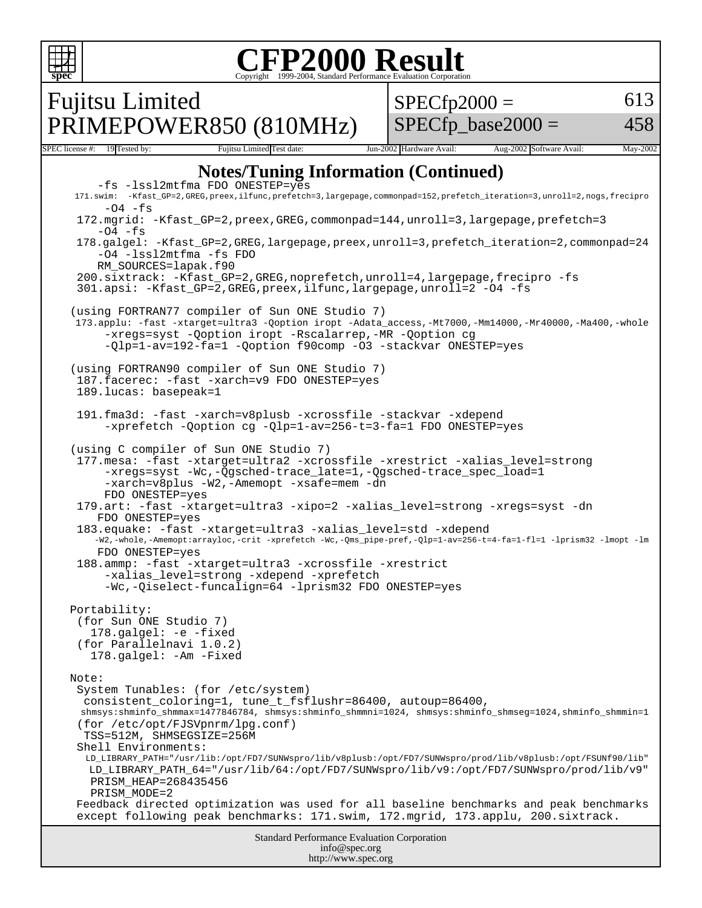# CFP2000 Result

Copyright 1999-2004, Standard Performance Evaluation Corporation

## Fujitsu Limited
## PRIMEPOWER850 (810MHz)

| SPECfp2000 = | 613 |
|---|---|
| SPECfp_base2000 = | 458 |

| SPEC license #: | 19 | Tested by: | Fujitsu Limited | Test date: | Jun-2002 | Hardware Avail: | Aug-2002 | Software Avail: | May-2002 |
|---|---|---|---|---|---|---|---|---|---|

### Notes/Tuning Information (Continued)

```
        -fs -lssl2mtfma FDO ONESTEP=yes
     171.swim:  -Kfast_GP=2,GREG,preex,ilfunc,prefetch=3,largepage,commonpad=152,prefetch_iteration=3,unroll=2,nogs,frecipro
         -O4 -fs
     172.mgrid: -Kfast_GP=2,preex,GREG,commonpad=144,unroll=3,largepage,prefetch=3
        -O4 -fs
     178.galgel: -Kfast_GP=2,GREG,largepage,preex,unroll=3,prefetch_iteration=2,commonpad=24
        -O4 -lssl2mtfma -fs FDO
        RM_SOURCES=lapak.f90
     200.sixtrack: -Kfast_GP=2,GREG,noprefetch,unroll=4,largepage,frecipro -fs
     301.apsi: -Kfast_GP=2,GREG,preex,ilfunc,largepage,unroll=2 -O4 -fs

    (using FORTRAN77 compiler of Sun ONE Studio 7)
     173.applu: -fast -xtarget=ultra3 -Qoption iropt -Adata_access,-Mt7000,-Mm14000,-Mr40000,-Ma400,-whole
         -xregs=syst -Qoption iropt -Rscalarrep,-MR -Qoption cg
         -Qlp=1-av=192-fa=1 -Qoption f90comp -O3 -stackvar ONESTEP=yes

    (using FORTRAN90 compiler of Sun ONE Studio 7)
     187.facerec: -fast -xarch=v9 FDO ONESTEP=yes
     189.lucas: basepeak=1

     191.fma3d: -fast -xarch=v8plusb -xcrossfile -stackvar -xdepend
         -xprefetch -Qoption cg -Qlp=1-av=256-t=3-fa=1 FDO ONESTEP=yes

    (using C compiler of Sun ONE Studio 7)
     177.mesa: -fast -xtarget=ultra2 -xcrossfile -xrestrict -xalias_level=strong
         -xregs=syst -Wc,-Qgsched-trace_late=1,-Qgsched-trace_spec_load=1
         -xarch=v8plus -W2,-Amemopt -xsafe=mem -dn
         FDO ONESTEP=yes
     179.art: -fast -xtarget=ultra3 -xipo=2 -xalias_level=strong -xregs=syst -dn
        FDO ONESTEP=yes
     183.equake: -fast -xtarget=ultra3 -xalias_level=std -xdepend
        -W2,-whole,-Amemopt:arrayloc,-crit -xprefetch -Wc,-Qms_pipe-pref,-Qlp=1-av=256-t=4-fa=1-fl=1 -lprism32 -lmopt -lm
        FDO ONESTEP=yes
     188.ammp: -fast -xtarget=ultra3 -xcrossfile -xrestrict
         -xalias_level=strong -xdepend -xprefetch
         -Wc,-Qiselect-funcalign=64 -lprism32 FDO ONESTEP=yes

    Portability:
     (for Sun ONE Studio 7)
       178.galgel: -e -fixed
     (for Parallelnavi 1.0.2)
       178.galgel: -Am -Fixed

    Note:
     System Tunables: (for /etc/system)
      consistent_coloring=1, tune_t_fsflushr=86400, autoup=86400,
      shmsys:shminfo_shmmax=1477846784, shmsys:shminfo_shmmni=1024, shmsys:shminfo_shmseg=1024,shminfo_shmmin=1
     (for /etc/opt/FJSVpnrm/lpg.conf)
      TSS=512M, SHMSEGSIZE=256M
     Shell Environments:
      LD_LIBRARY_PATH="/usr/lib:/opt/FD7/SUNWspro/lib/v8plusb:/opt/FD7/SUNWspro/prod/lib/v8plusb:/opt/FSUNf90/lib"
      LD_LIBRARY_PATH_64="/usr/lib/64:/opt/FD7/SUNWspro/lib/v9:/opt/FD7/SUNWspro/prod/lib/v9"
      PRISM_HEAP=268435456
      PRISM_MODE=2
     Feedback directed optimization was used for all baseline benchmarks and peak benchmarks
     except following peak benchmarks: 171.swim, 172.mgrid, 173.applu, 200.sixtrack.
```

Standard Performance Evaluation Corporation
info@spec.org
http://www.spec.org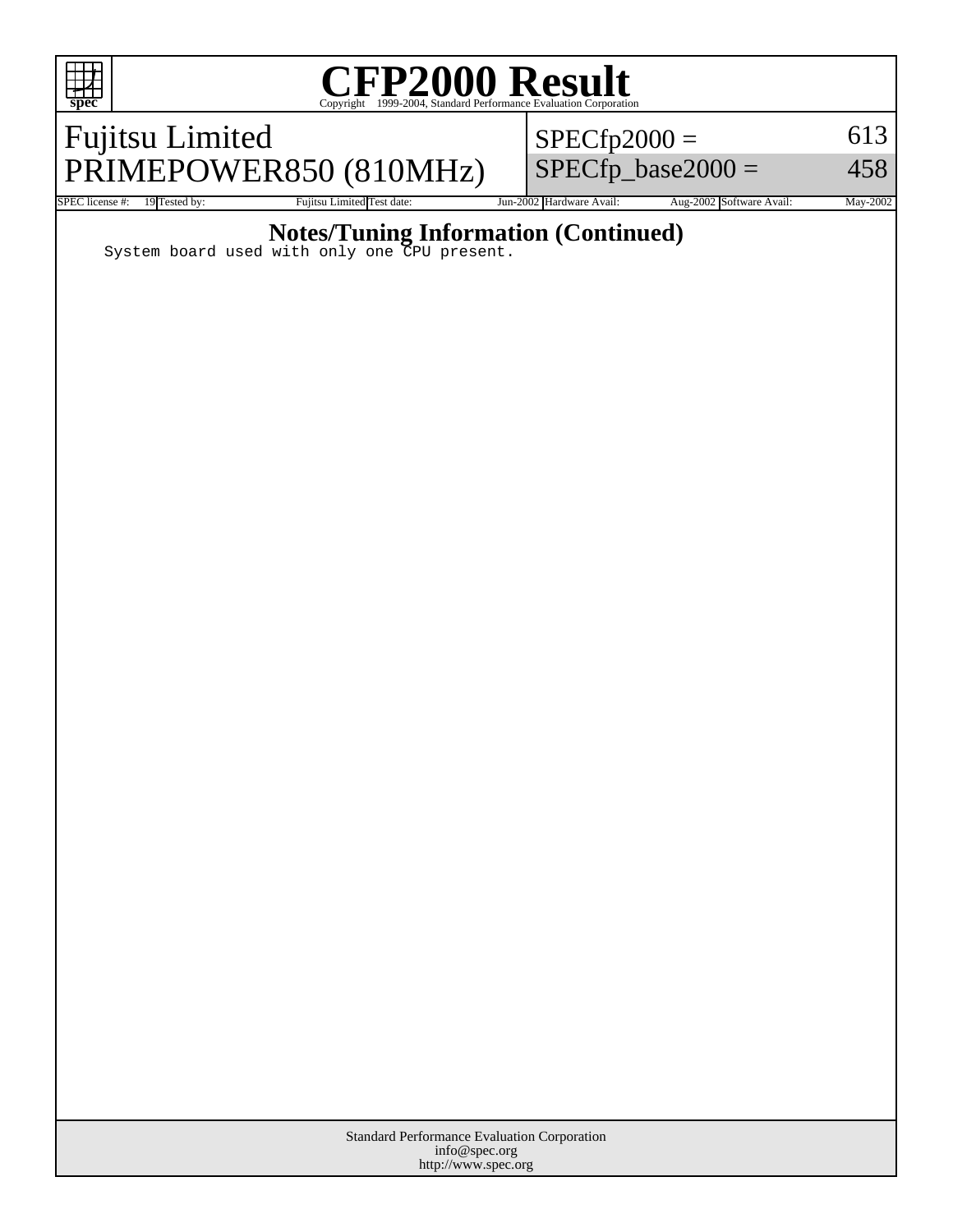# CFP2000 Result

Copyright 1999-2004, Standard Performance Evaluation Corporation

Fujitsu Limited
PRIMEPOWER850 (810MHz)

SPECfp2000 = 613
SPECfp_base2000 = 458

| SPEC license #: | 19 | Tested by: | Fujitsu Limited | Test date: | Jun-2002 | Hardware Avail: | Aug-2002 | Software Avail: | May-2002 |
|---|---|---|---|---|---|---|---|---|---|

## Notes/Tuning Information (Continued)

```
System board used with only one CPU present.
```

Standard Performance Evaluation Corporation
info@spec.org
http://www.spec.org